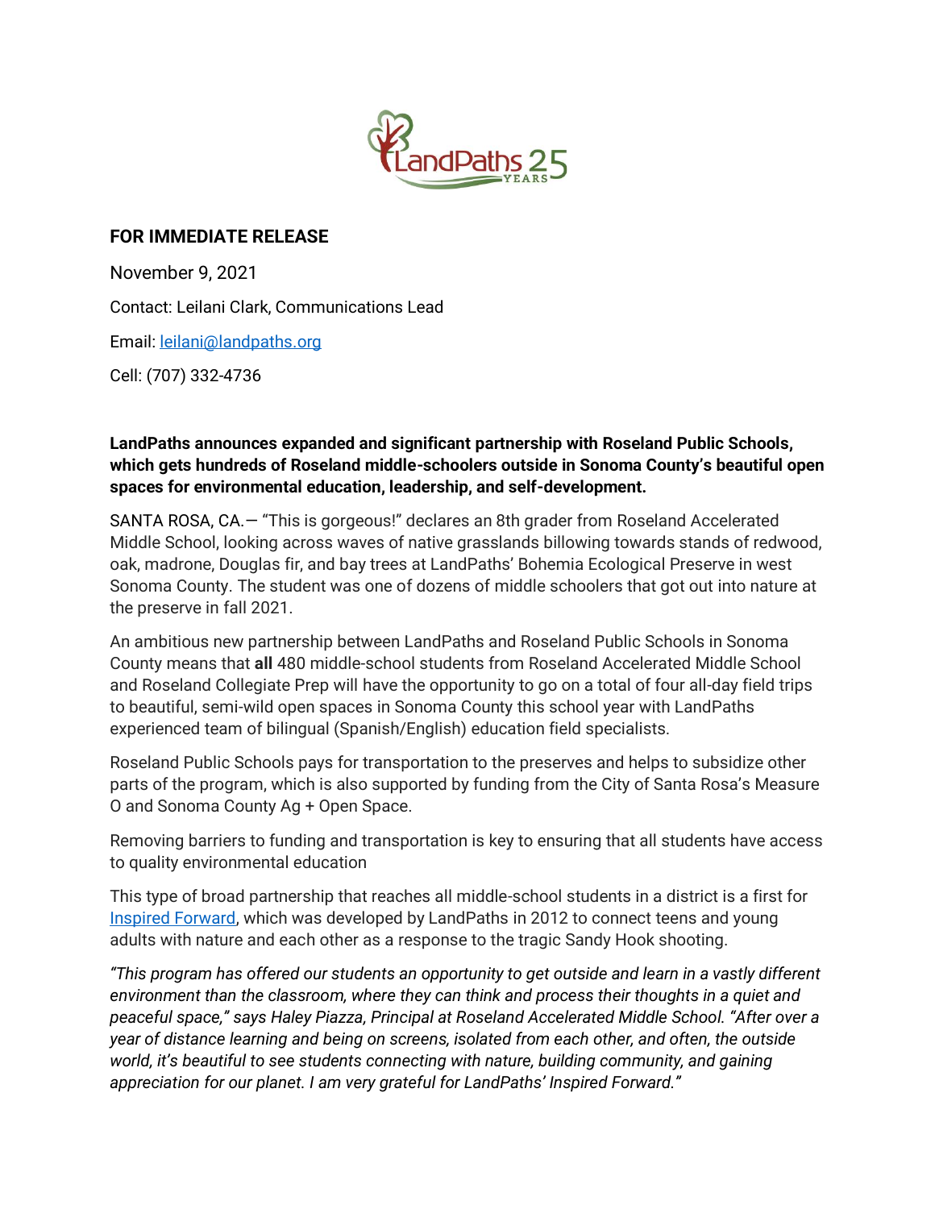**FOR IMMEDIATE RELEASE**

November 9, 2021

Contact: Leilani Clark, Communications Lead

Email: leilani@landpaths.org

Cell: (707) 332-4736

**LandPaths announces expanded and significant partnership with Roseland Public Schools, which gets hundreds of Roseland middle-schoolers outside in Sonoma County's beautiful open spaces for environmental education, leadership, and self-development.**

SANTA ROSA, CA.— "This is gorgeous!" declares an 8th grader from Roseland Accelerated Middle School, looking across waves of native grasslands billowing towards stands of redwood, oak, madrone, Douglas fir, and bay trees at LandPaths' Bohemia Ecological Preserve in west Sonoma County. The student was one of dozens of middle schoolers that got out into nature at the preserve in fall 2021.

An ambitious new partnership between LandPaths and Roseland Public Schools in Sonoma County means that **all** 480 middle-school students from Roseland Accelerated Middle School and Roseland Collegiate Prep will have the opportunity to go on a total of four all-day field trips to beautiful, semi-wild open spaces in Sonoma County this school year with LandPaths experienced team of bilingual (Spanish/English) education field specialists.

Roseland Public Schools pays for transportation to the preserves and helps to subsidize other parts of the program, which is also supported by funding from the City of Santa Rosa's Measure O and Sonoma County Ag + Open Space.

Removing barriers to funding and transportation is key to ensuring that all students have access to quality environmental education

This type of broad partnership that reaches all middle-school students in a district is a first for Inspired Forward, which was developed by LandPaths in 2012 to connect teens and young adults with nature and each other as a response to the tragic Sandy Hook shooting.

*"This program has offered our students an opportunity to get outside and learn in a vastly different environment than the classroom, where they can think and process their thoughts in a quiet and peaceful space," says Haley Piazza, Principal at Roseland Accelerated Middle School. "After over a year of distance learning and being on screens, isolated from each other, and often, the outside world, it's beautiful to see students connecting with nature, building community, and gaining appreciation for our planet. I am very grateful for LandPaths' Inspired Forward."*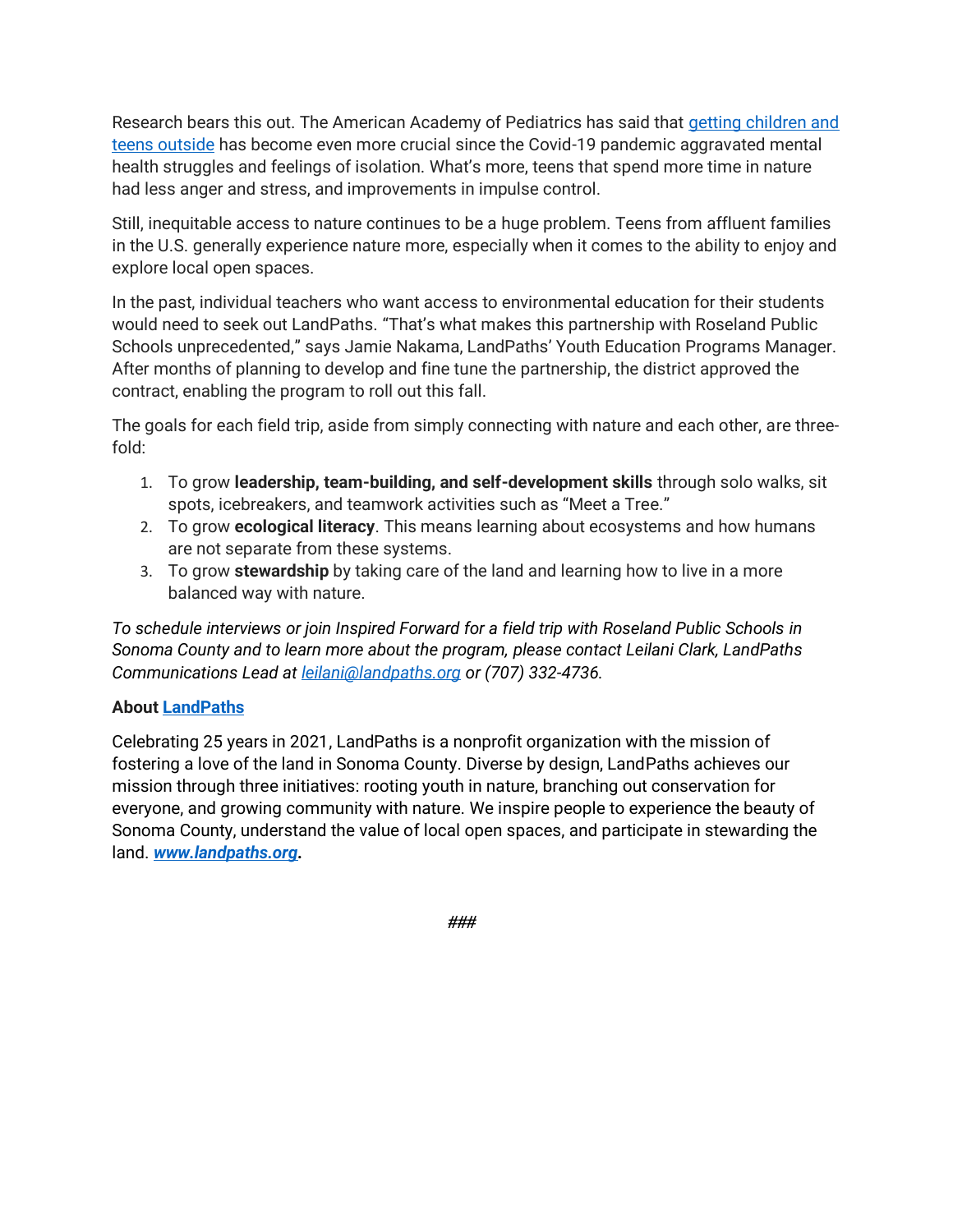Research bears this out. The American Academy of Pediatrics has said that [getting children and teens outside](#) has become even more crucial since the Covid-19 pandemic aggravated mental health struggles and feelings of isolation. What's more, teens that spend more time in nature had less anger and stress, and improvements in impulse control.

Still, inequitable access to nature continues to be a huge problem. Teens from affluent families in the U.S. generally experience nature more, especially when it comes to the ability to enjoy and explore local open spaces.

In the past, individual teachers who want access to environmental education for their students would need to seek out LandPaths. "That's what makes this partnership with Roseland Public Schools unprecedented," says Jamie Nakama, LandPaths' Youth Education Programs Manager. After months of planning to develop and fine tune the partnership, the district approved the contract, enabling the program to roll out this fall.

The goals for each field trip, aside from simply connecting with nature and each other, are three-fold:

1. To grow **leadership, team-building, and self-development skills** through solo walks, sit spots, icebreakers, and teamwork activities such as "Meet a Tree."
2. To grow **ecological literacy**. This means learning about ecosystems and how humans are not separate from these systems.
3. To grow **stewardship** by taking care of the land and learning how to live in a more balanced way with nature.

*To schedule interviews or join Inspired Forward for a field trip with Roseland Public Schools in Sonoma County and to learn more about the program, please contact Leilani Clark, LandPaths Communications Lead at leilani@landpaths.org or (707) 332-4736.*

**About LandPaths**

Celebrating 25 years in 2021, LandPaths is a nonprofit organization with the mission of fostering a love of the land in Sonoma County. Diverse by design, LandPaths achieves our mission through three initiatives: rooting youth in nature, branching out conservation for everyone, and growing community with nature. We inspire people to experience the beauty of Sonoma County, understand the value of local open spaces, and participate in stewarding the land. ***www.landpaths.org*.**

*###*